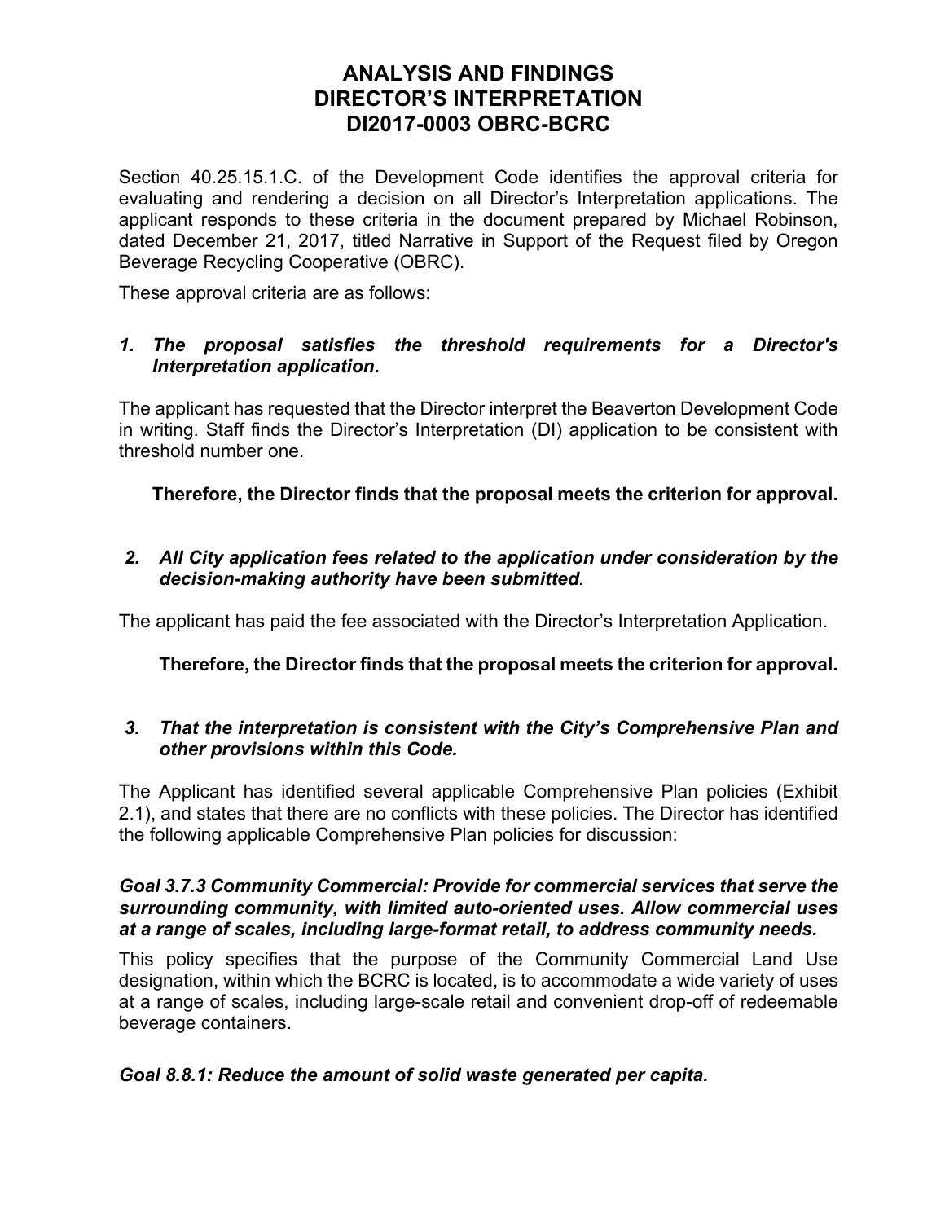# ANALYSIS AND FINDINGS
# DIRECTOR'S INTERPRETATION
# DI2017-0003 OBRC-BCRC

Section 40.25.15.1.C. of the Development Code identifies the approval criteria for evaluating and rendering a decision on all Director's Interpretation applications. The applicant responds to these criteria in the document prepared by Michael Robinson, dated December 21, 2017, titled Narrative in Support of the Request filed by Oregon Beverage Recycling Cooperative (OBRC).

These approval criteria are as follows:

1. ***The proposal satisfies the threshold requirements for a Director's Interpretation application.***

The applicant has requested that the Director interpret the Beaverton Development Code in writing. Staff finds the Director's Interpretation (DI) application to be consistent with threshold number one.

**Therefore, the Director finds that the proposal meets the criterion for approval.**

2. ***All City application fees related to the application under consideration by the decision-making authority have been submitted.***

The applicant has paid the fee associated with the Director's Interpretation Application.

**Therefore, the Director finds that the proposal meets the criterion for approval.**

3. ***That the interpretation is consistent with the City's Comprehensive Plan and other provisions within this Code.***

The Applicant has identified several applicable Comprehensive Plan policies (Exhibit 2.1), and states that there are no conflicts with these policies. The Director has identified the following applicable Comprehensive Plan policies for discussion:

***Goal 3.7.3 Community Commercial: Provide for commercial services that serve the surrounding community, with limited auto-oriented uses. Allow commercial uses at a range of scales, including large-format retail, to address community needs.***

This policy specifies that the purpose of the Community Commercial Land Use designation, within which the BCRC is located, is to accommodate a wide variety of uses at a range of scales, including large-scale retail and convenient drop-off of redeemable beverage containers.

***Goal 8.8.1: Reduce the amount of solid waste generated per capita.***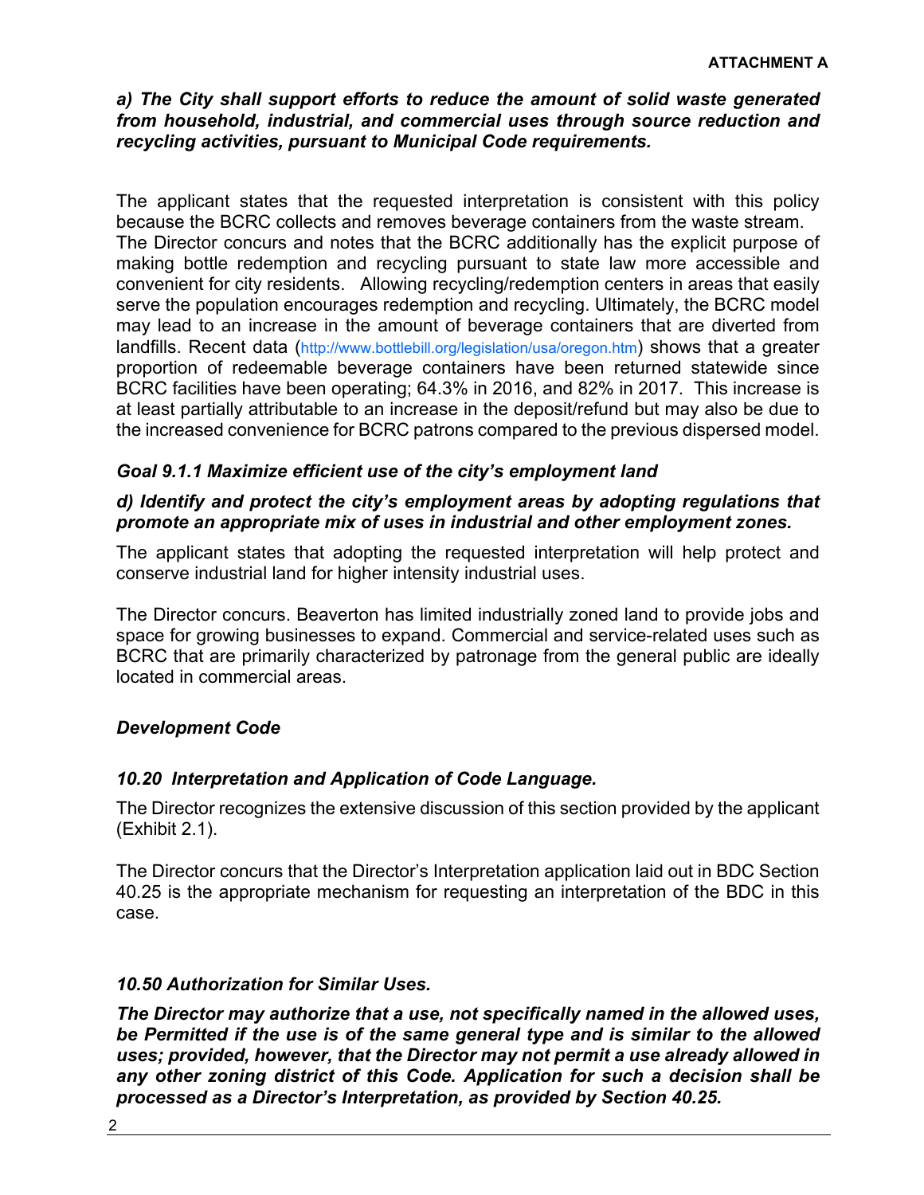***a) The City shall support efforts to reduce the amount of solid waste generated from household, industrial, and commercial uses through source reduction and recycling activities, pursuant to Municipal Code requirements.***

The applicant states that the requested interpretation is consistent with this policy because the BCRC collects and removes beverage containers from the waste stream. The Director concurs and notes that the BCRC additionally has the explicit purpose of making bottle redemption and recycling pursuant to state law more accessible and convenient for city residents. Allowing recycling/redemption centers in areas that easily serve the population encourages redemption and recycling. Ultimately, the BCRC model may lead to an increase in the amount of beverage containers that are diverted from landfills. Recent data (http://www.bottlebill.org/legislation/usa/oregon.htm) shows that a greater proportion of redeemable beverage containers have been returned statewide since BCRC facilities have been operating; 64.3% in 2016, and 82% in 2017. This increase is at least partially attributable to an increase in the deposit/refund but may also be due to the increased convenience for BCRC patrons compared to the previous dispersed model.

***Goal 9.1.1 Maximize efficient use of the city's employment land***

***d) Identify and protect the city's employment areas by adopting regulations that promote an appropriate mix of uses in industrial and other employment zones.***

The applicant states that adopting the requested interpretation will help protect and conserve industrial land for higher intensity industrial uses.

The Director concurs. Beaverton has limited industrially zoned land to provide jobs and space for growing businesses to expand. Commercial and service-related uses such as BCRC that are primarily characterized by patronage from the general public are ideally located in commercial areas.

***Development Code***

***10.20 Interpretation and Application of Code Language.***

The Director recognizes the extensive discussion of this section provided by the applicant (Exhibit 2.1).

The Director concurs that the Director's Interpretation application laid out in BDC Section 40.25 is the appropriate mechanism for requesting an interpretation of the BDC in this case.

***10.50 Authorization for Similar Uses.***

***The Director may authorize that a use, not specifically named in the allowed uses, be Permitted if the use is of the same general type and is similar to the allowed uses; provided, however, that the Director may not permit a use already allowed in any other zoning district of this Code. Application for such a decision shall be processed as a Director's Interpretation, as provided by Section 40.25.***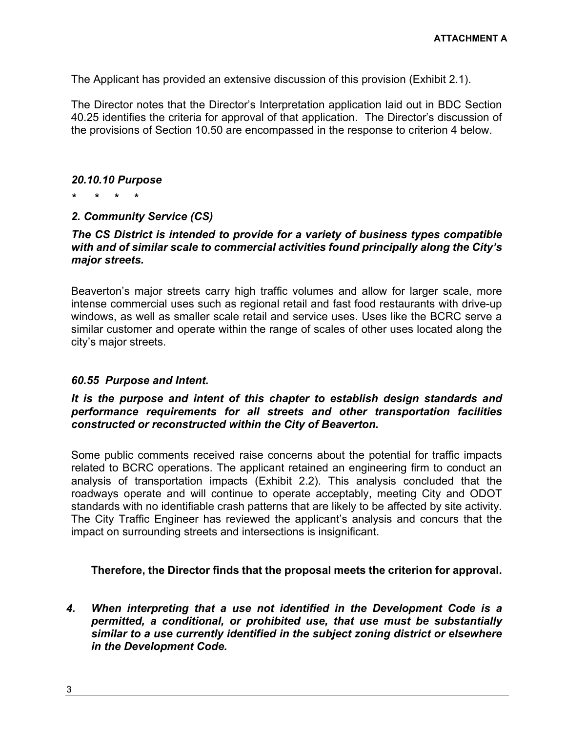The Applicant has provided an extensive discussion of this provision (Exhibit 2.1).

The Director notes that the Director's Interpretation application laid out in BDC Section 40.25 identifies the criteria for approval of that application. The Director's discussion of the provisions of Section 10.50 are encompassed in the response to criterion 4 below.

***20.10.10 Purpose***

***\*   \*   \*   \****

***2. Community Service (CS)***

***The CS District is intended to provide for a variety of business types compatible with and of similar scale to commercial activities found principally along the City's major streets.***

Beaverton's major streets carry high traffic volumes and allow for larger scale, more intense commercial uses such as regional retail and fast food restaurants with drive-up windows, as well as smaller scale retail and service uses. Uses like the BCRC serve a similar customer and operate within the range of scales of other uses located along the city's major streets.

***60.55 Purpose and Intent.***

***It is the purpose and intent of this chapter to establish design standards and performance requirements for all streets and other transportation facilities constructed or reconstructed within the City of Beaverton.***

Some public comments received raise concerns about the potential for traffic impacts related to BCRC operations. The applicant retained an engineering firm to conduct an analysis of transportation impacts (Exhibit 2.2). This analysis concluded that the roadways operate and will continue to operate acceptably, meeting City and ODOT standards with no identifiable crash patterns that are likely to be affected by site activity. The City Traffic Engineer has reviewed the applicant's analysis and concurs that the impact on surrounding streets and intersections is insignificant.

**Therefore, the Director finds that the proposal meets the criterion for approval.**

***4. When interpreting that a use not identified in the Development Code is a permitted, a conditional, or prohibited use, that use must be substantially similar to a use currently identified in the subject zoning district or elsewhere in the Development Code.***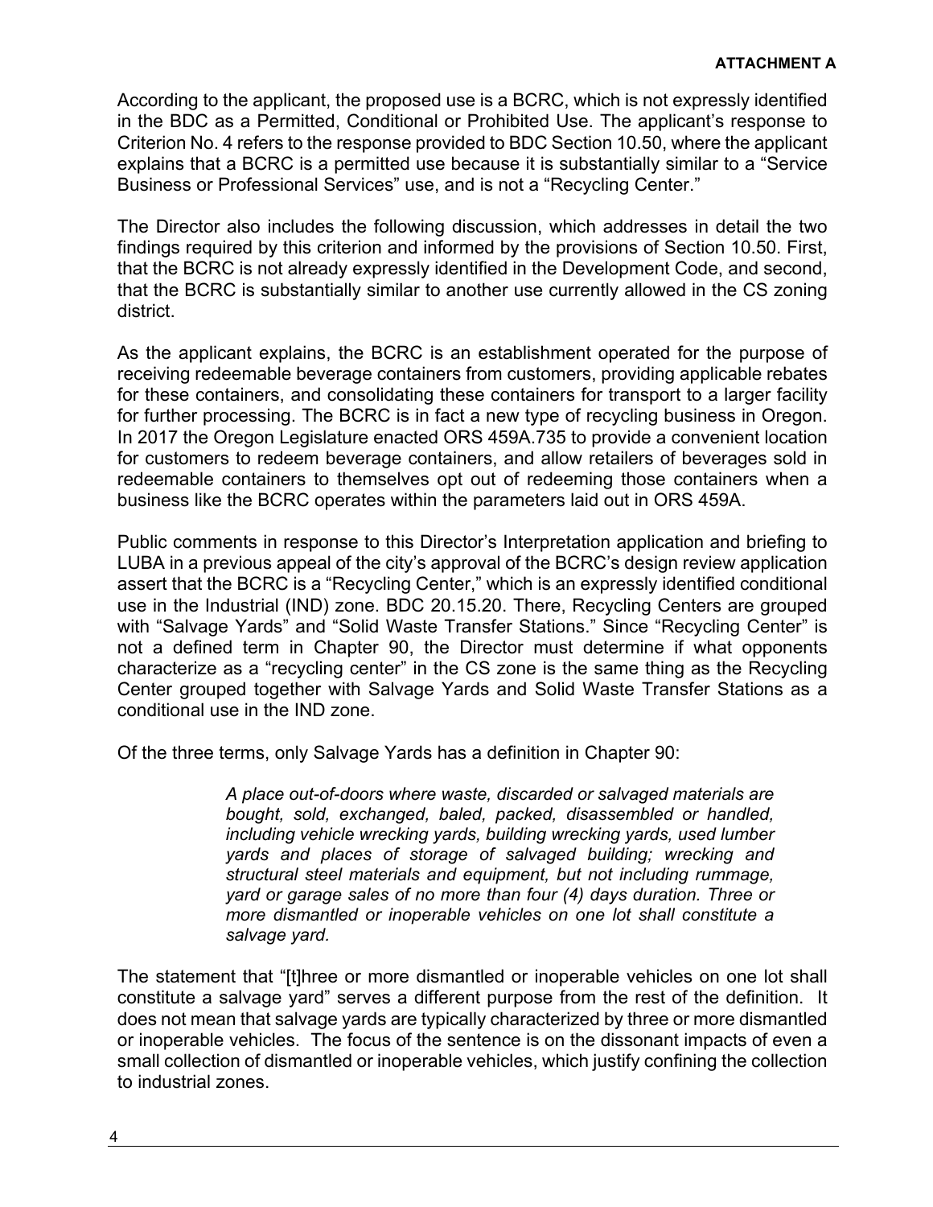According to the applicant, the proposed use is a BCRC, which is not expressly identified in the BDC as a Permitted, Conditional or Prohibited Use. The applicant's response to Criterion No. 4 refers to the response provided to BDC Section 10.50, where the applicant explains that a BCRC is a permitted use because it is substantially similar to a "Service Business or Professional Services" use, and is not a "Recycling Center."

The Director also includes the following discussion, which addresses in detail the two findings required by this criterion and informed by the provisions of Section 10.50. First, that the BCRC is not already expressly identified in the Development Code, and second, that the BCRC is substantially similar to another use currently allowed in the CS zoning district.

As the applicant explains, the BCRC is an establishment operated for the purpose of receiving redeemable beverage containers from customers, providing applicable rebates for these containers, and consolidating these containers for transport to a larger facility for further processing. The BCRC is in fact a new type of recycling business in Oregon. In 2017 the Oregon Legislature enacted ORS 459A.735 to provide a convenient location for customers to redeem beverage containers, and allow retailers of beverages sold in redeemable containers to themselves opt out of redeeming those containers when a business like the BCRC operates within the parameters laid out in ORS 459A.

Public comments in response to this Director's Interpretation application and briefing to LUBA in a previous appeal of the city's approval of the BCRC's design review application assert that the BCRC is a "Recycling Center," which is an expressly identified conditional use in the Industrial (IND) zone. BDC 20.15.20. There, Recycling Centers are grouped with "Salvage Yards" and "Solid Waste Transfer Stations." Since "Recycling Center" is not a defined term in Chapter 90, the Director must determine if what opponents characterize as a "recycling center" in the CS zone is the same thing as the Recycling Center grouped together with Salvage Yards and Solid Waste Transfer Stations as a conditional use in the IND zone.

Of the three terms, only Salvage Yards has a definition in Chapter 90:

> *A place out-of-doors where waste, discarded or salvaged materials are bought, sold, exchanged, baled, packed, disassembled or handled, including vehicle wrecking yards, building wrecking yards, used lumber yards and places of storage of salvaged building; wrecking and structural steel materials and equipment, but not including rummage, yard or garage sales of no more than four (4) days duration. Three or more dismantled or inoperable vehicles on one lot shall constitute a salvage yard.*

The statement that "[t]hree or more dismantled or inoperable vehicles on one lot shall constitute a salvage yard" serves a different purpose from the rest of the definition. It does not mean that salvage yards are typically characterized by three or more dismantled or inoperable vehicles. The focus of the sentence is on the dissonant impacts of even a small collection of dismantled or inoperable vehicles, which justify confining the collection to industrial zones.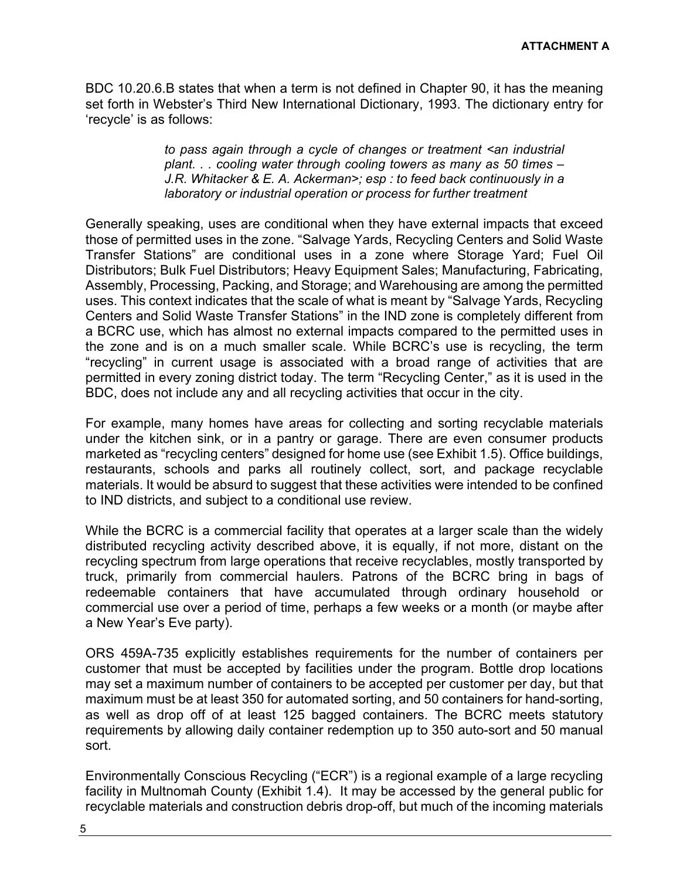BDC 10.20.6.B states that when a term is not defined in Chapter 90, it has the meaning set forth in Webster's Third New International Dictionary, 1993. The dictionary entry for 'recycle' is as follows:

> *to pass again through a cycle of changes or treatment <an industrial plant. . . cooling water through cooling towers as many as 50 times – J.R. Whitacker & E. A. Ackerman>; esp : to feed back continuously in a laboratory or industrial operation or process for further treatment*

Generally speaking, uses are conditional when they have external impacts that exceed those of permitted uses in the zone. "Salvage Yards, Recycling Centers and Solid Waste Transfer Stations" are conditional uses in a zone where Storage Yard; Fuel Oil Distributors; Bulk Fuel Distributors; Heavy Equipment Sales; Manufacturing, Fabricating, Assembly, Processing, Packing, and Storage; and Warehousing are among the permitted uses. This context indicates that the scale of what is meant by "Salvage Yards, Recycling Centers and Solid Waste Transfer Stations" in the IND zone is completely different from a BCRC use, which has almost no external impacts compared to the permitted uses in the zone and is on a much smaller scale. While BCRC's use is recycling, the term "recycling" in current usage is associated with a broad range of activities that are permitted in every zoning district today. The term "Recycling Center," as it is used in the BDC, does not include any and all recycling activities that occur in the city.

For example, many homes have areas for collecting and sorting recyclable materials under the kitchen sink, or in a pantry or garage. There are even consumer products marketed as "recycling centers" designed for home use (see Exhibit 1.5). Office buildings, restaurants, schools and parks all routinely collect, sort, and package recyclable materials. It would be absurd to suggest that these activities were intended to be confined to IND districts, and subject to a conditional use review.

While the BCRC is a commercial facility that operates at a larger scale than the widely distributed recycling activity described above, it is equally, if not more, distant on the recycling spectrum from large operations that receive recyclables, mostly transported by truck, primarily from commercial haulers. Patrons of the BCRC bring in bags of redeemable containers that have accumulated through ordinary household or commercial use over a period of time, perhaps a few weeks or a month (or maybe after a New Year's Eve party).

ORS 459A-735 explicitly establishes requirements for the number of containers per customer that must be accepted by facilities under the program. Bottle drop locations may set a maximum number of containers to be accepted per customer per day, but that maximum must be at least 350 for automated sorting, and 50 containers for hand-sorting, as well as drop off of at least 125 bagged containers. The BCRC meets statutory requirements by allowing daily container redemption up to 350 auto-sort and 50 manual sort.

Environmentally Conscious Recycling ("ECR") is a regional example of a large recycling facility in Multnomah County (Exhibit 1.4). It may be accessed by the general public for recyclable materials and construction debris drop-off, but much of the incoming materials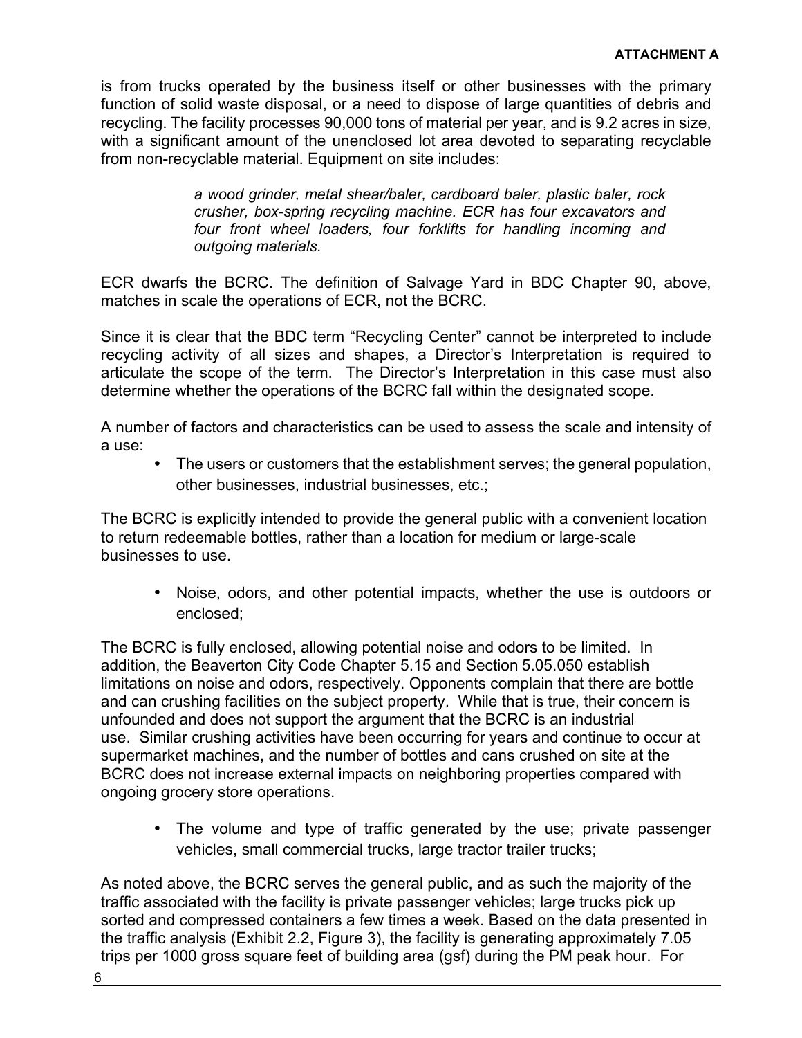is from trucks operated by the business itself or other businesses with the primary function of solid waste disposal, or a need to dispose of large quantities of debris and recycling. The facility processes 90,000 tons of material per year, and is 9.2 acres in size, with a significant amount of the unenclosed lot area devoted to separating recyclable from non-recyclable material. Equipment on site includes:

> *a wood grinder, metal shear/baler, cardboard baler, plastic baler, rock crusher, box-spring recycling machine. ECR has four excavators and four front wheel loaders, four forklifts for handling incoming and outgoing materials.*

ECR dwarfs the BCRC. The definition of Salvage Yard in BDC Chapter 90, above, matches in scale the operations of ECR, not the BCRC.

Since it is clear that the BDC term "Recycling Center" cannot be interpreted to include recycling activity of all sizes and shapes, a Director's Interpretation is required to articulate the scope of the term. The Director's Interpretation in this case must also determine whether the operations of the BCRC fall within the designated scope.

A number of factors and characteristics can be used to assess the scale and intensity of a use:

- The users or customers that the establishment serves; the general population, other businesses, industrial businesses, etc.;

The BCRC is explicitly intended to provide the general public with a convenient location to return redeemable bottles, rather than a location for medium or large-scale businesses to use.

- Noise, odors, and other potential impacts, whether the use is outdoors or enclosed;

The BCRC is fully enclosed, allowing potential noise and odors to be limited. In addition, the Beaverton City Code Chapter 5.15 and Section 5.05.050 establish limitations on noise and odors, respectively. Opponents complain that there are bottle and can crushing facilities on the subject property. While that is true, their concern is unfounded and does not support the argument that the BCRC is an industrial use. Similar crushing activities have been occurring for years and continue to occur at supermarket machines, and the number of bottles and cans crushed on site at the BCRC does not increase external impacts on neighboring properties compared with ongoing grocery store operations.

- The volume and type of traffic generated by the use; private passenger vehicles, small commercial trucks, large tractor trailer trucks;

As noted above, the BCRC serves the general public, and as such the majority of the traffic associated with the facility is private passenger vehicles; large trucks pick up sorted and compressed containers a few times a week. Based on the data presented in the traffic analysis (Exhibit 2.2, Figure 3), the facility is generating approximately 7.05 trips per 1000 gross square feet of building area (gsf) during the PM peak hour. For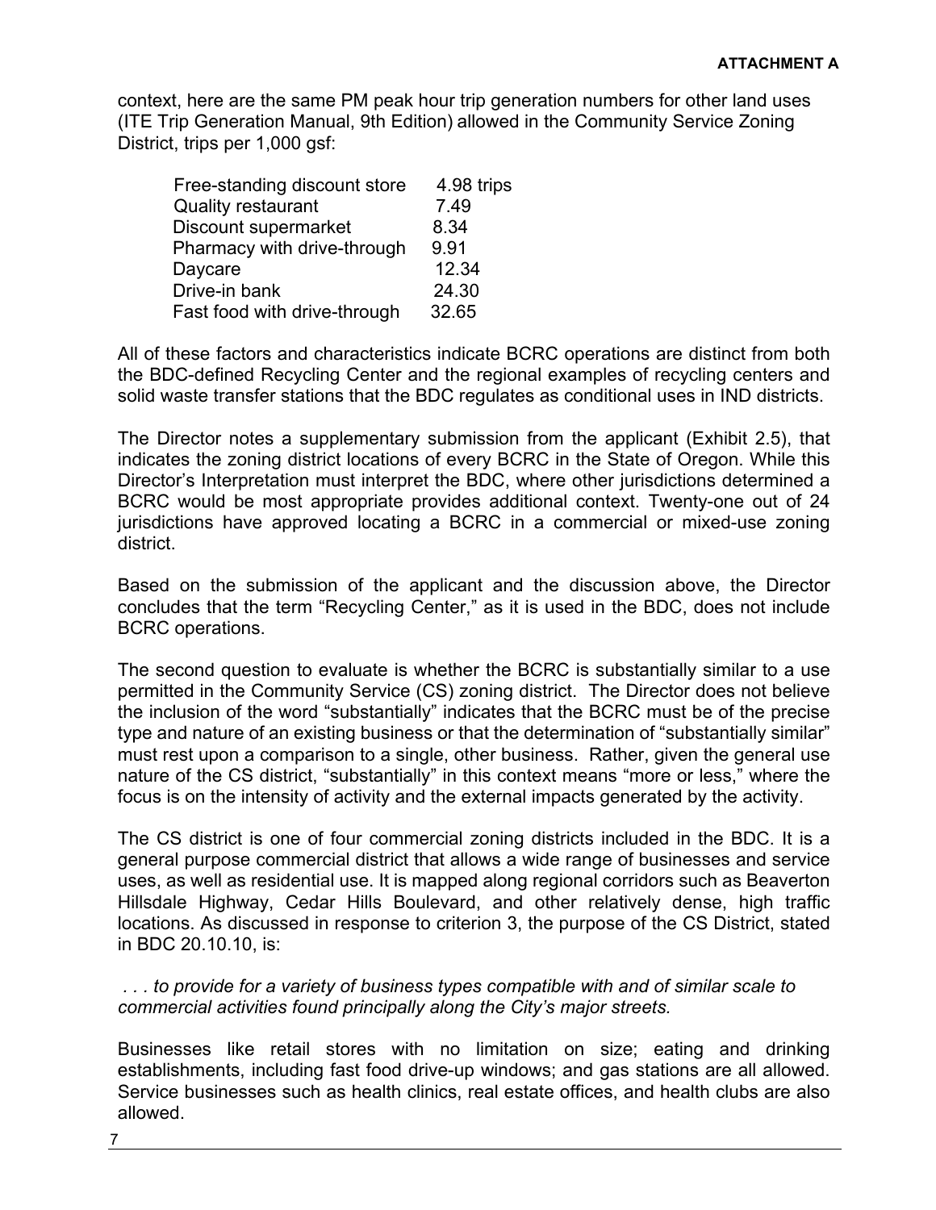context, here are the same PM peak hour trip generation numbers for other land uses (ITE Trip Generation Manual, 9th Edition) allowed in the Community Service Zoning District, trips per 1,000 gsf:

| | |
|---|---|
| Free-standing discount store | 4.98 trips |
| Quality restaurant | 7.49 |
| Discount supermarket | 8.34 |
| Pharmacy with drive-through | 9.91 |
| Daycare | 12.34 |
| Drive-in bank | 24.30 |
| Fast food with drive-through | 32.65 |

All of these factors and characteristics indicate BCRC operations are distinct from both the BDC-defined Recycling Center and the regional examples of recycling centers and solid waste transfer stations that the BDC regulates as conditional uses in IND districts.

The Director notes a supplementary submission from the applicant (Exhibit 2.5), that indicates the zoning district locations of every BCRC in the State of Oregon. While this Director's Interpretation must interpret the BDC, where other jurisdictions determined a BCRC would be most appropriate provides additional context. Twenty-one out of 24 jurisdictions have approved locating a BCRC in a commercial or mixed-use zoning district.

Based on the submission of the applicant and the discussion above, the Director concludes that the term "Recycling Center," as it is used in the BDC, does not include BCRC operations.

The second question to evaluate is whether the BCRC is substantially similar to a use permitted in the Community Service (CS) zoning district. The Director does not believe the inclusion of the word "substantially" indicates that the BCRC must be of the precise type and nature of an existing business or that the determination of "substantially similar" must rest upon a comparison to a single, other business. Rather, given the general use nature of the CS district, "substantially" in this context means "more or less," where the focus is on the intensity of activity and the external impacts generated by the activity.

The CS district is one of four commercial zoning districts included in the BDC. It is a general purpose commercial district that allows a wide range of businesses and service uses, as well as residential use. It is mapped along regional corridors such as Beaverton Hillsdale Highway, Cedar Hills Boulevard, and other relatively dense, high traffic locations. As discussed in response to criterion 3, the purpose of the CS District, stated in BDC 20.10.10, is:

*. . . to provide for a variety of business types compatible with and of similar scale to commercial activities found principally along the City's major streets.*

Businesses like retail stores with no limitation on size; eating and drinking establishments, including fast food drive-up windows; and gas stations are all allowed. Service businesses such as health clinics, real estate offices, and health clubs are also allowed.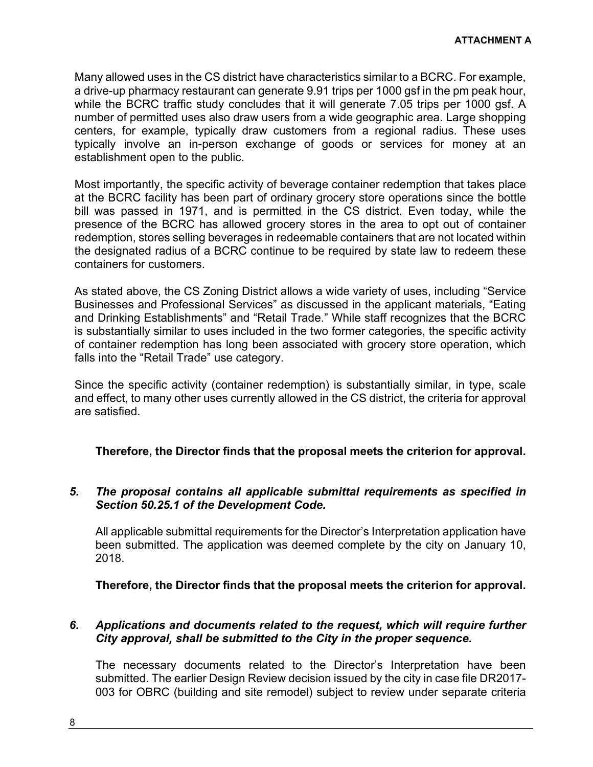Many allowed uses in the CS district have characteristics similar to a BCRC. For example, a drive-up pharmacy restaurant can generate 9.91 trips per 1000 gsf in the pm peak hour, while the BCRC traffic study concludes that it will generate 7.05 trips per 1000 gsf. A number of permitted uses also draw users from a wide geographic area. Large shopping centers, for example, typically draw customers from a regional radius. These uses typically involve an in-person exchange of goods or services for money at an establishment open to the public.

Most importantly, the specific activity of beverage container redemption that takes place at the BCRC facility has been part of ordinary grocery store operations since the bottle bill was passed in 1971, and is permitted in the CS district. Even today, while the presence of the BCRC has allowed grocery stores in the area to opt out of container redemption, stores selling beverages in redeemable containers that are not located within the designated radius of a BCRC continue to be required by state law to redeem these containers for customers.

As stated above, the CS Zoning District allows a wide variety of uses, including "Service Businesses and Professional Services" as discussed in the applicant materials, "Eating and Drinking Establishments" and "Retail Trade." While staff recognizes that the BCRC is substantially similar to uses included in the two former categories, the specific activity of container redemption has long been associated with grocery store operation, which falls into the "Retail Trade" use category.

Since the specific activity (container redemption) is substantially similar, in type, scale and effect, to many other uses currently allowed in the CS district, the criteria for approval are satisfied.

**Therefore, the Director finds that the proposal meets the criterion for approval.**

***5. The proposal contains all applicable submittal requirements as specified in Section 50.25.1 of the Development Code.***

All applicable submittal requirements for the Director's Interpretation application have been submitted. The application was deemed complete by the city on January 10, 2018.

**Therefore, the Director finds that the proposal meets the criterion for approval.**

***6. Applications and documents related to the request, which will require further City approval, shall be submitted to the City in the proper sequence.***

The necessary documents related to the Director's Interpretation have been submitted. The earlier Design Review decision issued by the city in case file DR2017-003 for OBRC (building and site remodel) subject to review under separate criteria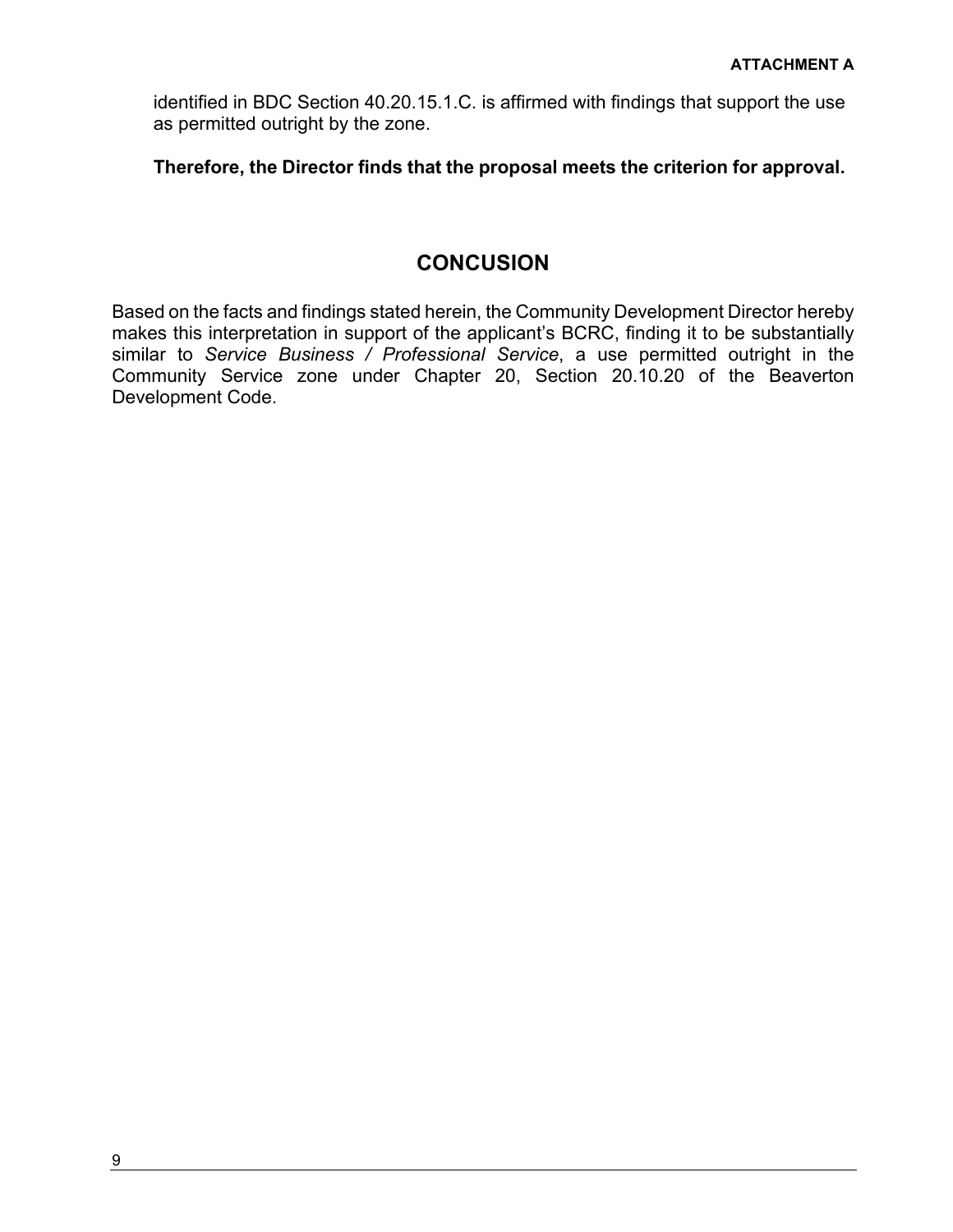identified in BDC Section 40.20.15.1.C. is affirmed with findings that support the use as permitted outright by the zone.

**Therefore, the Director finds that the proposal meets the criterion for approval.**

## CONCUSION

Based on the facts and findings stated herein, the Community Development Director hereby makes this interpretation in support of the applicant's BCRC, finding it to be substantially similar to *Service Business / Professional Service*, a use permitted outright in the Community Service zone under Chapter 20, Section 20.10.20 of the Beaverton Development Code.